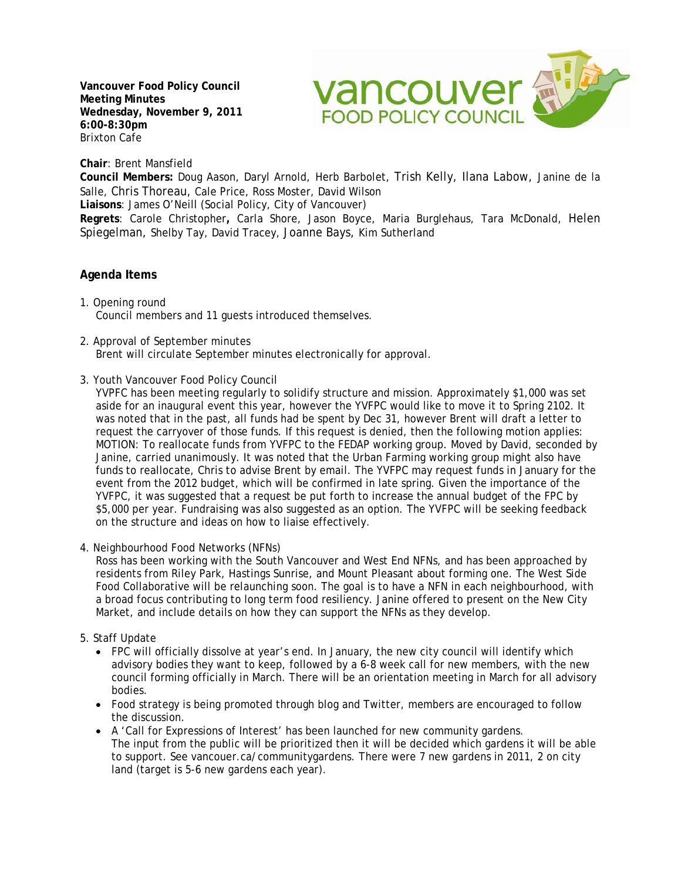**Vancouver Food Policy Council**
**Meeting Minutes**
**Wednesday, November 9, 2011**
**6:00-8:30pm**
Brixton Cafe

**Chair**: Brent Mansfield
**Council Members:** Doug Aason, Daryl Arnold, Herb Barbolet, Trish Kelly, Ilana Labow, Janine de la Salle, Chris Thoreau, Cale Price, Ross Moster, David Wilson
**Liaisons**: James O'Neill (Social Policy, City of Vancouver)
**Regrets**: Carole Christopher**,** Carla Shore, Jason Boyce, Maria Burglehaus, Tara McDonald, Helen Spiegelman, Shelby Tay, David Tracey, Joanne Bays, Kim Sutherland

## Agenda Items

1. Opening round
   Council members and 11 guests introduced themselves.

2. Approval of September minutes
   Brent will circulate September minutes electronically for approval.

3. Youth Vancouver Food Policy Council
   YVPFC has been meeting regularly to solidify structure and mission. Approximately $1,000 was set aside for an inaugural event this year, however the YVFPC would like to move it to Spring 2102. It was noted that in the past, all funds had be spent by Dec 31, however Brent will draft a letter to request the carryover of those funds. If this request is denied, then the following motion applies: MOTION: To reallocate funds from YVFPC to the FEDAP working group. Moved by David, seconded by Janine, carried unanimously. It was noted that the Urban Farming working group might also have funds to reallocate, Chris to advise Brent by email. The YVFPC may request funds in January for the event from the 2012 budget, which will be confirmed in late spring. Given the importance of the YVFPC, it was suggested that a request be put forth to increase the annual budget of the FPC by $5,000 per year. Fundraising was also suggested as an option. The YVFPC will be seeking feedback on the structure and ideas on how to liaise effectively.

4. Neighbourhood Food Networks (NFNs)
   Ross has been working with the South Vancouver and West End NFNs, and has been approached by residents from Riley Park, Hastings Sunrise, and Mount Pleasant about forming one. The West Side Food Collaborative will be relaunching soon. The goal is to have a NFN in each neighbourhood, with a broad focus contributing to long term food resiliency. Janine offered to present on the New City Market, and include details on how they can support the NFNs as they develop.

5. Staff Update
   - FPC will officially dissolve at year's end. In January, the new city council will identify which advisory bodies they want to keep, followed by a 6-8 week call for new members, with the new council forming officially in March. There will be an orientation meeting in March for all advisory bodies.
   - Food strategy is being promoted through blog and Twitter, members are encouraged to follow the discussion.
   - A 'Call for Expressions of Interest' has been launched for new community gardens. The input from the public will be prioritized then it will be decided which gardens it will be able to support. See vancouer.ca/communitygardens. There were 7 new gardens in 2011, 2 on city land (target is 5-6 new gardens each year).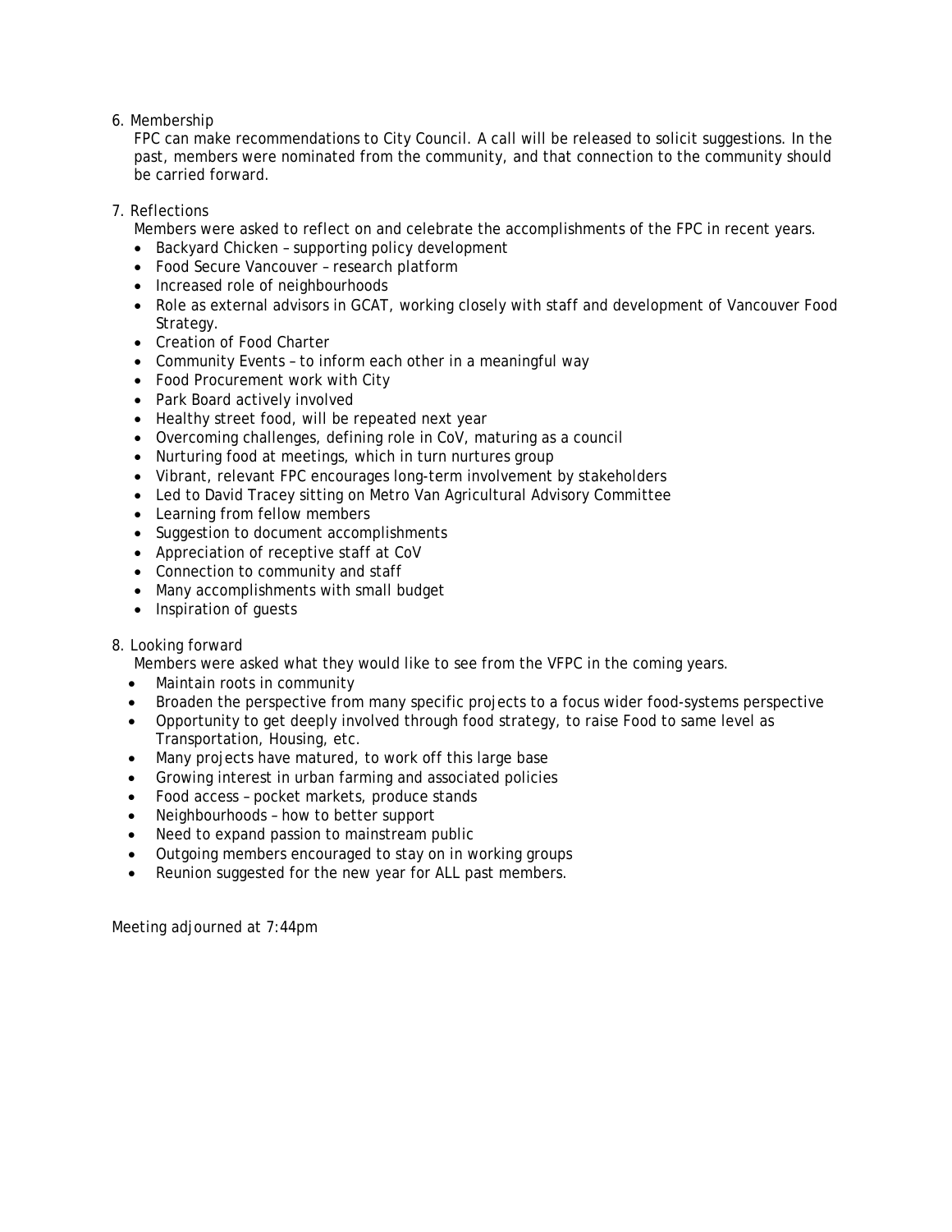6. Membership

   FPC can make recommendations to City Council. A call will be released to solicit suggestions. In the past, members were nominated from the community, and that connection to the community should be carried forward.

7. Reflections

   Members were asked to reflect on and celebrate the accomplishments of the FPC in recent years.

   - Backyard Chicken – supporting policy development
   - Food Secure Vancouver – research platform
   - Increased role of neighbourhoods
   - Role as external advisors in GCAT, working closely with staff and development of Vancouver Food Strategy.
   - Creation of Food Charter
   - Community Events – to inform each other in a meaningful way
   - Food Procurement work with City
   - Park Board actively involved
   - Healthy street food, will be repeated next year
   - Overcoming challenges, defining role in CoV, maturing as a council
   - Nurturing food at meetings, which in turn nurtures group
   - Vibrant, relevant FPC encourages long-term involvement by stakeholders
   - Led to David Tracey sitting on Metro Van Agricultural Advisory Committee
   - Learning from fellow members
   - Suggestion to document accomplishments
   - Appreciation of receptive staff at CoV
   - Connection to community and staff
   - Many accomplishments with small budget
   - Inspiration of guests

8. Looking forward

   Members were asked what they would like to see from the VFPC in the coming years.

   - Maintain roots in community
   - Broaden the perspective from many specific projects to a focus wider food-systems perspective
   - Opportunity to get deeply involved through food strategy, to raise Food to same level as Transportation, Housing, etc.
   - Many projects have matured, to work off this large base
   - Growing interest in urban farming and associated policies
   - Food access – pocket markets, produce stands
   - Neighbourhoods – how to better support
   - Need to expand passion to mainstream public
   - Outgoing members encouraged to stay on in working groups
   - Reunion suggested for the new year for ALL past members.

Meeting adjourned at 7:44pm